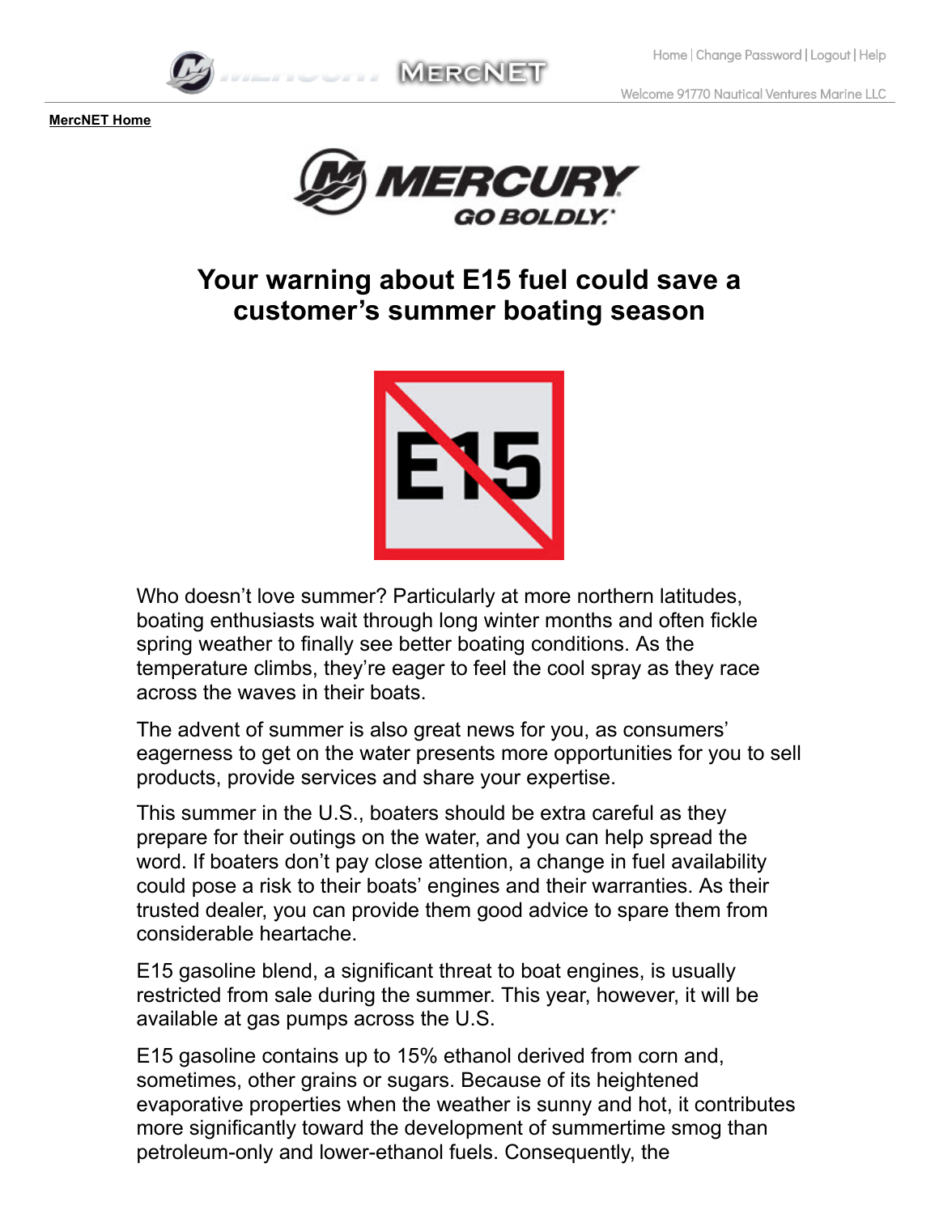Home | Change Password | Logout | Help

Welcome 91770 Nautical Ventures Marine LLC

**MercNET Home**

# Your warning about E15 fuel could save a customer's summer boating season

Who doesn't love summer? Particularly at more northern latitudes, boating enthusiasts wait through long winter months and often fickle spring weather to finally see better boating conditions. As the temperature climbs, they're eager to feel the cool spray as they race across the waves in their boats.

The advent of summer is also great news for you, as consumers' eagerness to get on the water presents more opportunities for you to sell products, provide services and share your expertise.

This summer in the U.S., boaters should be extra careful as they prepare for their outings on the water, and you can help spread the word. If boaters don't pay close attention, a change in fuel availability could pose a risk to their boats' engines and their warranties. As their trusted dealer, you can provide them good advice to spare them from considerable heartache.

E15 gasoline blend, a significant threat to boat engines, is usually restricted from sale during the summer. This year, however, it will be available at gas pumps across the U.S.

E15 gasoline contains up to 15% ethanol derived from corn and, sometimes, other grains or sugars. Because of its heightened evaporative properties when the weather is sunny and hot, it contributes more significantly toward the development of summertime smog than petroleum-only and lower-ethanol fuels. Consequently, the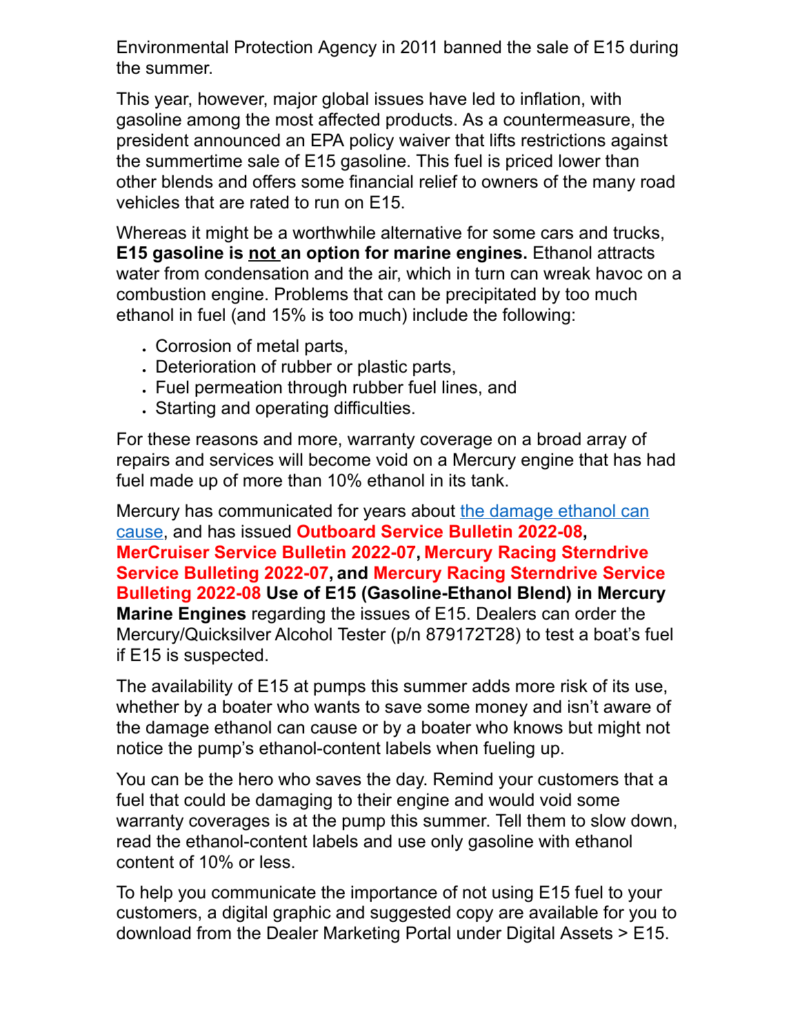Environmental Protection Agency in 2011 banned the sale of E15 during the summer.

This year, however, major global issues have led to inflation, with gasoline among the most affected products. As a countermeasure, the president announced an EPA policy waiver that lifts restrictions against the summertime sale of E15 gasoline. This fuel is priced lower than other blends and offers some financial relief to owners of the many road vehicles that are rated to run on E15.

Whereas it might be a worthwhile alternative for some cars and trucks, **E15 gasoline is not an option for marine engines.** Ethanol attracts water from condensation and the air, which in turn can wreak havoc on a combustion engine. Problems that can be precipitated by too much ethanol in fuel (and 15% is too much) include the following:

- Corrosion of metal parts,
- Deterioration of rubber or plastic parts,
- Fuel permeation through rubber fuel lines, and
- Starting and operating difficulties.

For these reasons and more, warranty coverage on a broad array of repairs and services will become void on a Mercury engine that has had fuel made up of more than 10% ethanol in its tank.

Mercury has communicated for years about the damage ethanol can cause, and has issued **Outboard Service Bulletin 2022-08**, **MerCruiser Service Bulletin 2022-07**, **Mercury Racing Sterndrive Service Bulleting 2022-07**, **and Mercury Racing Sterndrive Service Bulleting 2022-08 Use of E15 (Gasoline-Ethanol Blend) in Mercury Marine Engines** regarding the issues of E15. Dealers can order the Mercury/Quicksilver Alcohol Tester (p/n 879172T28) to test a boat's fuel if E15 is suspected.

The availability of E15 at pumps this summer adds more risk of its use, whether by a boater who wants to save some money and isn't aware of the damage ethanol can cause or by a boater who knows but might not notice the pump's ethanol-content labels when fueling up.

You can be the hero who saves the day. Remind your customers that a fuel that could be damaging to their engine and would void some warranty coverages is at the pump this summer. Tell them to slow down, read the ethanol-content labels and use only gasoline with ethanol content of 10% or less.

To help you communicate the importance of not using E15 fuel to your customers, a digital graphic and suggested copy are available for you to download from the Dealer Marketing Portal under Digital Assets > E15.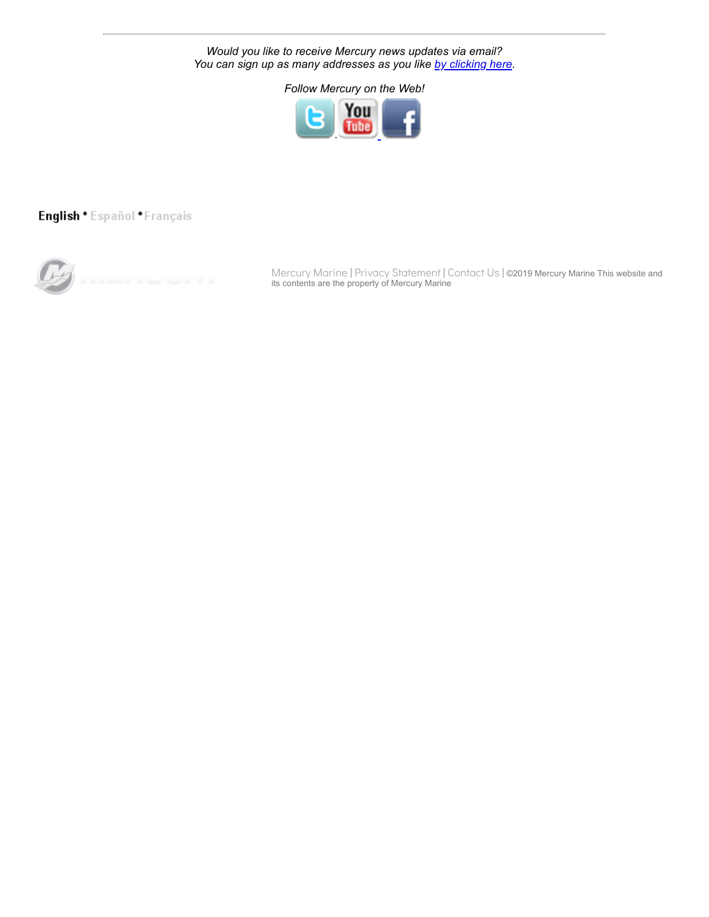---

*Would you like to receive Mercury news updates via email?*
*You can sign up as many addresses as you like [by clicking here](#).*

*Follow Mercury on the Web!*

English • Español • Français

Mercury Marine | Privacy Statement | Contact Us | ©2019 Mercury Marine This website and its contents are the property of Mercury Marine